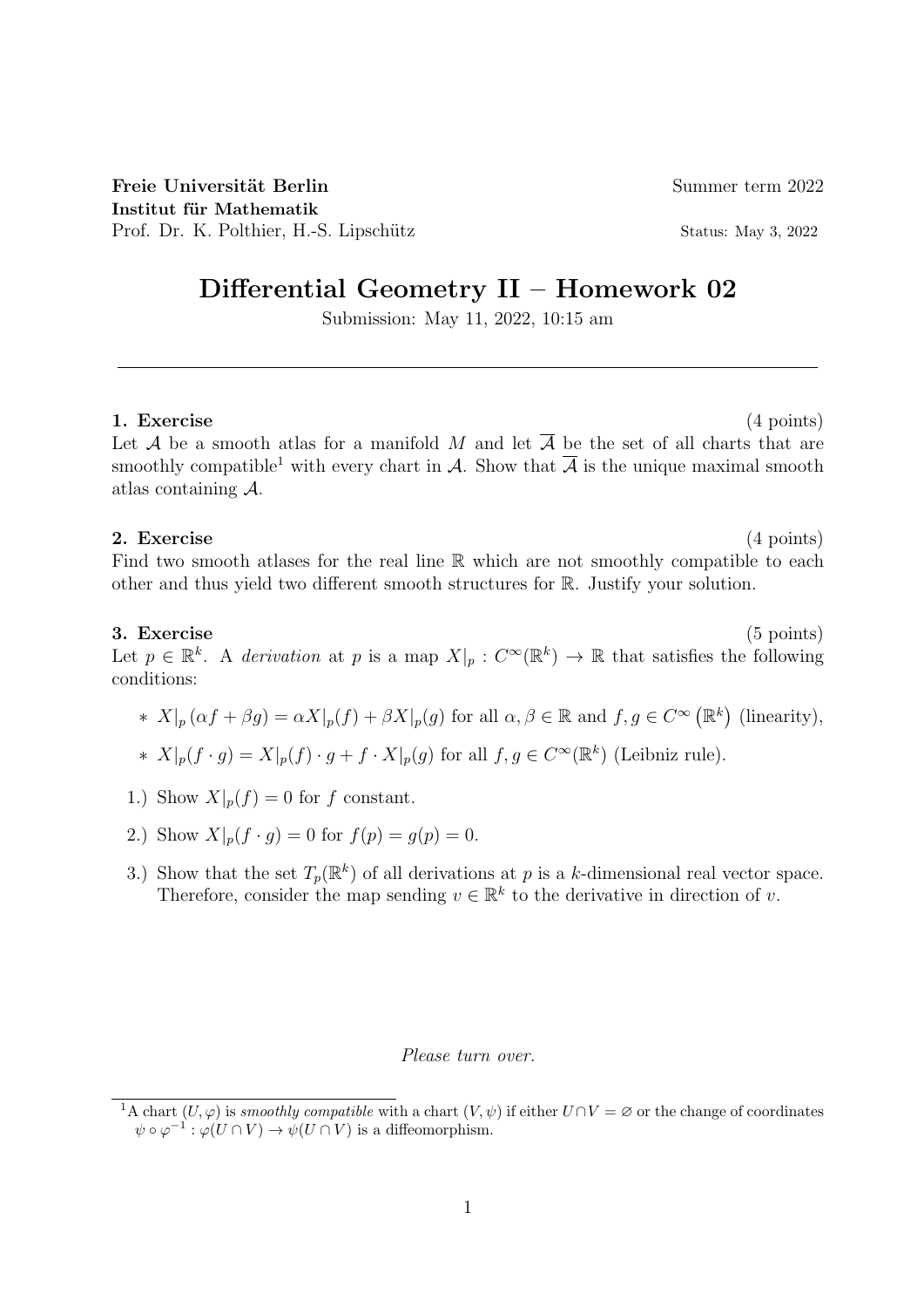**Freie Universität Berlin** Summer term 2022
**Institut für Mathematik**
Prof. Dr. K. Polthier, H.-S. Lipschütz Status: May 3, 2022

# Differential Geometry II – Homework 02

Submission: May 11, 2022, 10:15 am

---

**1. Exercise** (4 points)
Let $\mathcal{A}$ be a smooth atlas for a manifold $M$ and let $\overline{\mathcal{A}}$ be the set of all charts that are smoothly compatible[1] with every chart in $\mathcal{A}$. Show that $\overline{\mathcal{A}}$ is the unique maximal smooth atlas containing $\mathcal{A}$.

**2. Exercise** (4 points)
Find two smooth atlases for the real line $\mathbb{R}$ which are not smoothly compatible to each other and thus yield two different smooth structures for $\mathbb{R}$. Justify your solution.

**3. Exercise** (5 points)
Let $p \in \mathbb{R}^k$. A *derivation* at $p$ is a map $X|_p : C^\infty(\mathbb{R}^k) \to \mathbb{R}$ that satisfies the following conditions:

- $X|_p(\alpha f + \beta g) = \alpha X|_p(f) + \beta X|_p(g)$ for all $\alpha, \beta \in \mathbb{R}$ and $f, g \in C^\infty(\mathbb{R}^k)$ (linearity),
- $X|_p(f \cdot g) = X|_p(f) \cdot g + f \cdot X|_p(g)$ for all $f, g \in C^\infty(\mathbb{R}^k)$ (Leibniz rule).

1.) Show $X|_p(f) = 0$ for $f$ constant.

2.) Show $X|_p(f \cdot g) = 0$ for $f(p) = g(p) = 0$.

3.) Show that the set $T_p(\mathbb{R}^k)$ of all derivations at $p$ is a $k$-dimensional real vector space. Therefore, consider the map sending $v \in \mathbb{R}^k$ to the derivative in direction of $v$.

*Please turn over.*

---

[1] A chart $(U, \varphi)$ is *smoothly compatible* with a chart $(V, \psi)$ if either $U \cap V = \varnothing$ or the change of coordinates $\psi \circ \varphi^{-1} : \varphi(U \cap V) \to \psi(U \cap V)$ is a diffeomorphism.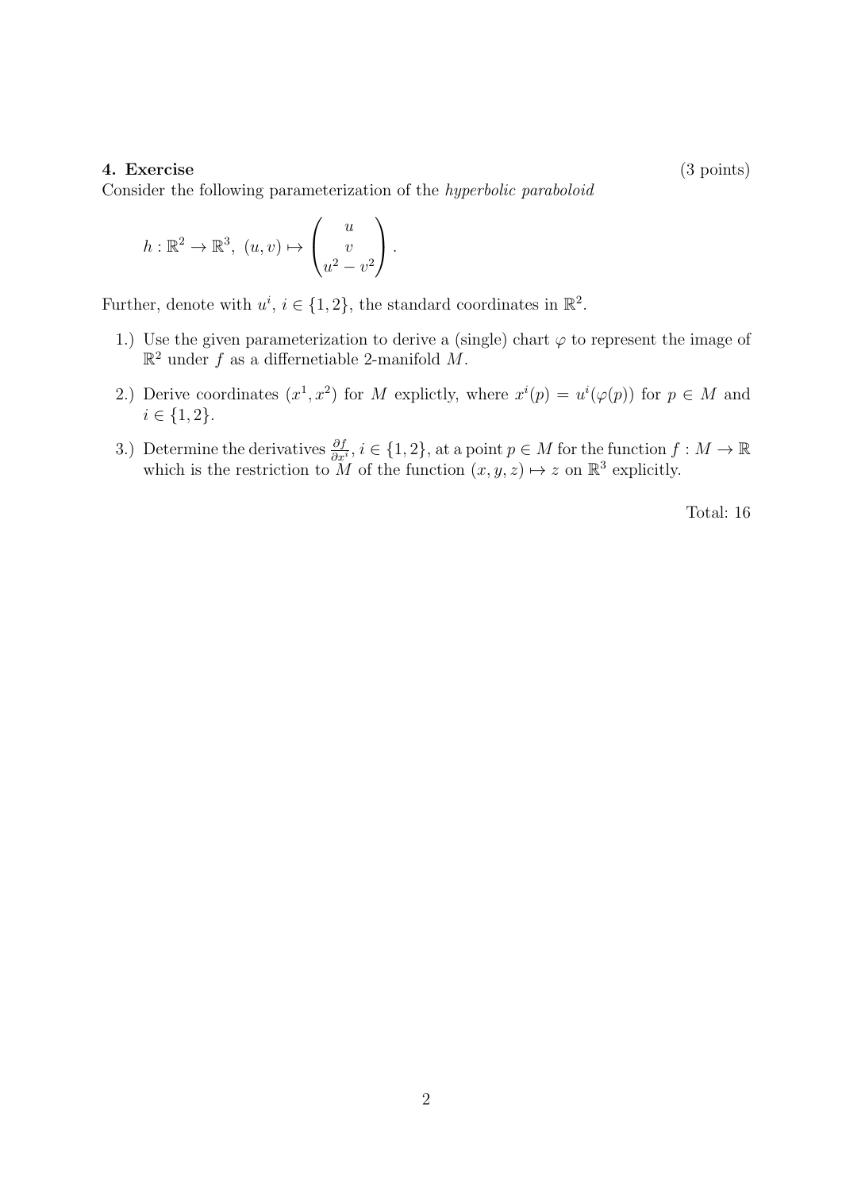**4. Exercise** (3 points)

Consider the following parameterization of the *hyperbolic paraboloid*

$$h : \mathbb{R}^2 \to \mathbb{R}^3,\ (u, v) \mapsto \begin{pmatrix} u \\ v \\ u^2 - v^2 \end{pmatrix}.$$

Further, denote with $u^i$, $i \in \{1, 2\}$, the standard coordinates in $\mathbb{R}^2$.

1.) Use the given parameterization to derive a (single) chart $\varphi$ to represent the image of $\mathbb{R}^2$ under $f$ as a differnetiable 2-manifold $M$.

2.) Derive coordinates $(x^1, x^2)$ for $M$ explictly, where $x^i(p) = u^i(\varphi(p))$ for $p \in M$ and $i \in \{1, 2\}$.

3.) Determine the derivatives $\frac{\partial f}{\partial x^i}$, $i \in \{1, 2\}$, at a point $p \in M$ for the function $f : M \to \mathbb{R}$ which is the restriction to $M$ of the function $(x, y, z) \mapsto z$ on $\mathbb{R}^3$ explicitly.

Total: 16